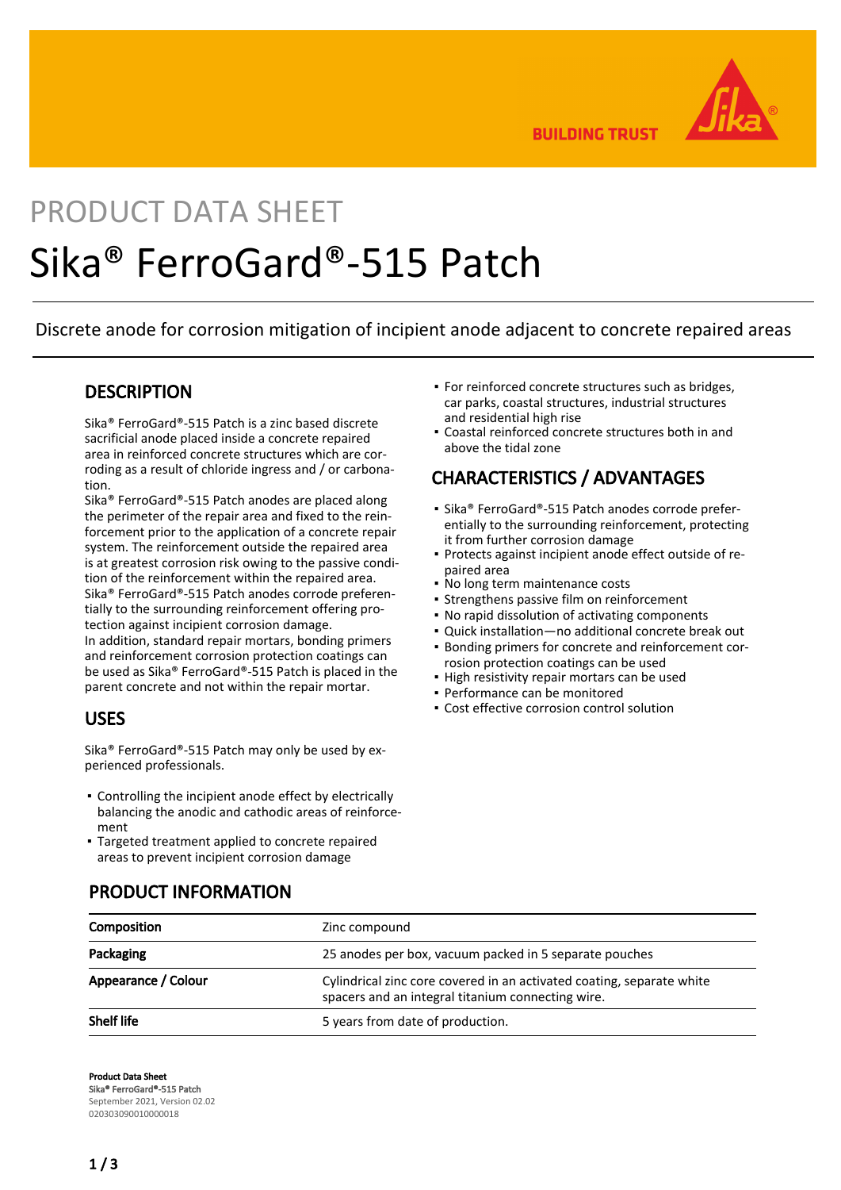PRODUCT DATA SHEET

# Sika® FerroGard®-515 Patch

Discrete anode for corrosion mitigation of incipient anode adjacent to concrete repaired areas

## DESCRIPTION

Sika® FerroGard®-515 Patch is a zinc based discrete sacrificial anode placed inside a concrete repaired area in reinforced concrete structures which are corroding as a result of chloride ingress and / or carbonation.
Sika® FerroGard®-515 Patch anodes are placed along the perimeter of the repair area and fixed to the reinforcement prior to the application of a concrete repair system. The reinforcement outside the repaired area is at greatest corrosion risk owing to the passive condition of the reinforcement within the repaired area. Sika® FerroGard®-515 Patch anodes corrode preferentially to the surrounding reinforcement offering protection against incipient corrosion damage.
In addition, standard repair mortars, bonding primers and reinforcement corrosion protection coatings can be used as Sika® FerroGard®-515 Patch is placed in the parent concrete and not within the repair mortar.

## USES

Sika® FerroGard®-515 Patch may only be used by experienced professionals.

- Controlling the incipient anode effect by electrically balancing the anodic and cathodic areas of reinforcement
- Targeted treatment applied to concrete repaired areas to prevent incipient corrosion damage
- For reinforced concrete structures such as bridges, car parks, coastal structures, industrial structures and residential high rise
- Coastal reinforced concrete structures both in and above the tidal zone

## CHARACTERISTICS / ADVANTAGES

- Sika® FerroGard®-515 Patch anodes corrode preferentially to the surrounding reinforcement, protecting it from further corrosion damage
- Protects against incipient anode effect outside of repaired area
- No long term maintenance costs
- Strengthens passive film on reinforcement
- No rapid dissolution of activating components
- Quick installation—no additional concrete break out
- Bonding primers for concrete and reinforcement corrosion protection coatings can be used
- High resistivity repair mortars can be used
- Performance can be monitored
- Cost effective corrosion control solution

## PRODUCT INFORMATION

| | |
|---|---|
| **Composition** | Zinc compound |
| **Packaging** | 25 anodes per box, vacuum packed in 5 separate pouches |
| **Appearance / Colour** | Cylindrical zinc core covered in an activated coating, separate white spacers and an integral titanium connecting wire. |
| **Shelf life** | 5 years from date of production. |

**Product Data Sheet**
Sika® FerroGard®-515 Patch
September 2021, Version 02.02
020303090010000018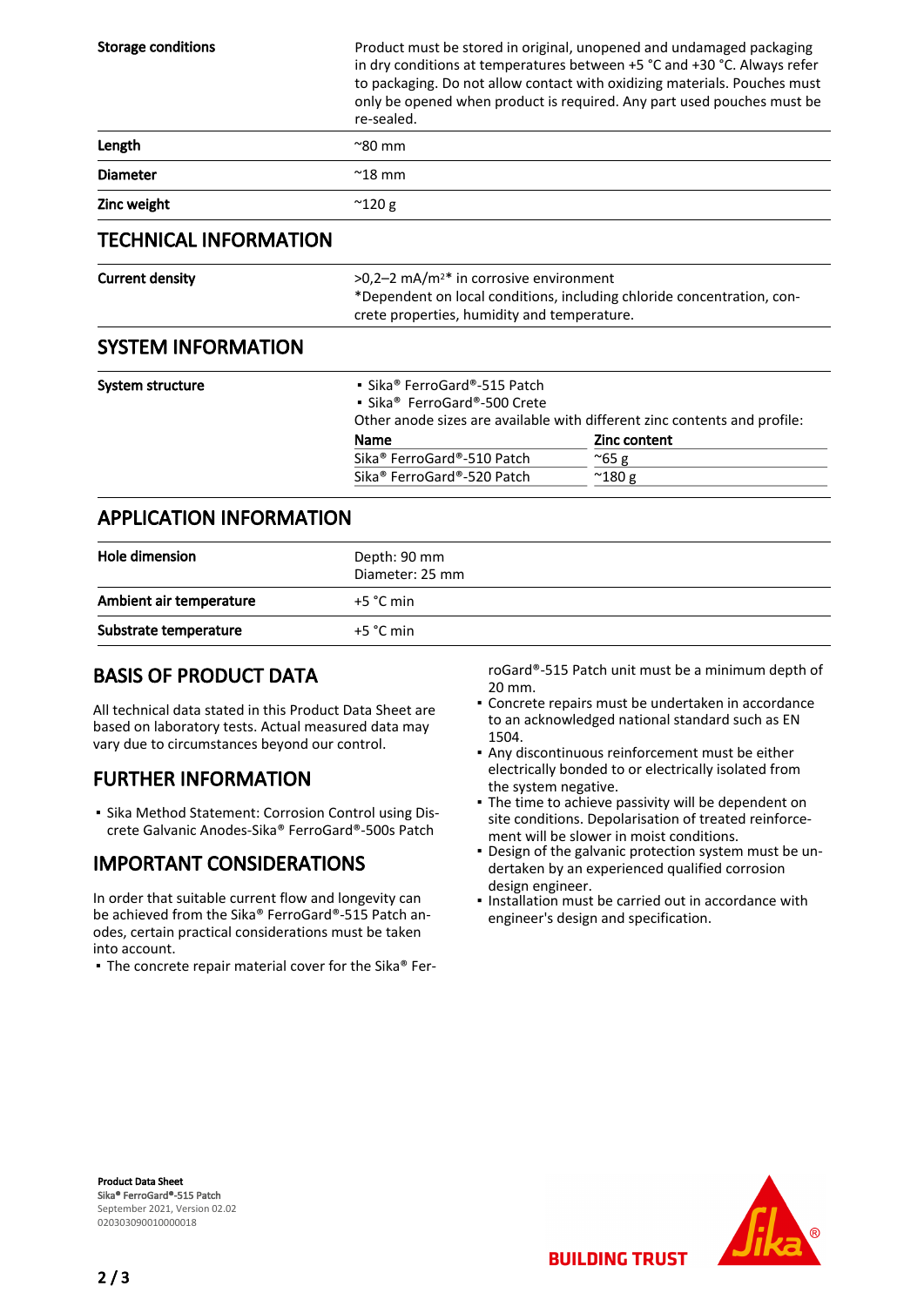| | |
|---|---|
| **Storage conditions** | Product must be stored in original, unopened and undamaged packaging in dry conditions at temperatures between +5 °C and +30 °C. Always refer to packaging. Do not allow contact with oxidizing materials. Pouches must only be opened when product is required. Any part used pouches must be re-sealed. |
| **Length** | ~80 mm |
| **Diameter** | ~18 mm |
| **Zinc weight** | ~120 g |

## TECHNICAL INFORMATION

| | |
|---|---|
| **Current density** | >0,2–2 mA/m²* in corrosive environment<br>*Dependent on local conditions, including chloride concentration, concrete properties, humidity and temperature. |

## SYSTEM INFORMATION

**System structure**

- Sika® FerroGard®-515 Patch
- Sika® FerroGard®-500 Crete

Other anode sizes are available with different zinc contents and profile:

| Name | Zinc content |
|---|---|
| Sika® FerroGard®-510 Patch | ~65 g |
| Sika® FerroGard®-520 Patch | ~180 g |

## APPLICATION INFORMATION

| | |
|---|---|
| **Hole dimension** | Depth: 90 mm<br>Diameter: 25 mm |
| **Ambient air temperature** | +5 °C min |
| **Substrate temperature** | +5 °C min |

## BASIS OF PRODUCT DATA

All technical data stated in this Product Data Sheet are based on laboratory tests. Actual measured data may vary due to circumstances beyond our control.

## FURTHER INFORMATION

- Sika Method Statement: Corrosion Control using Discrete Galvanic Anodes-Sika® FerroGard®-500s Patch

## IMPORTANT CONSIDERATIONS

In order that suitable current flow and longevity can be achieved from the Sika® FerroGard®-515 Patch anodes, certain practical considerations must be taken into account.

- The concrete repair material cover for the Sika® FerroGard®-515 Patch unit must be a minimum depth of 20 mm.
- Concrete repairs must be undertaken in accordance to an acknowledged national standard such as EN 1504.
- Any discontinuous reinforcement must be either electrically bonded to or electrically isolated from the system negative.
- The time to achieve passivity will be dependent on site conditions. Depolarisation of treated reinforcement will be slower in moist conditions.
- Design of the galvanic protection system must be undertaken by an experienced qualified corrosion design engineer.
- Installation must be carried out in accordance with engineer's design and specification.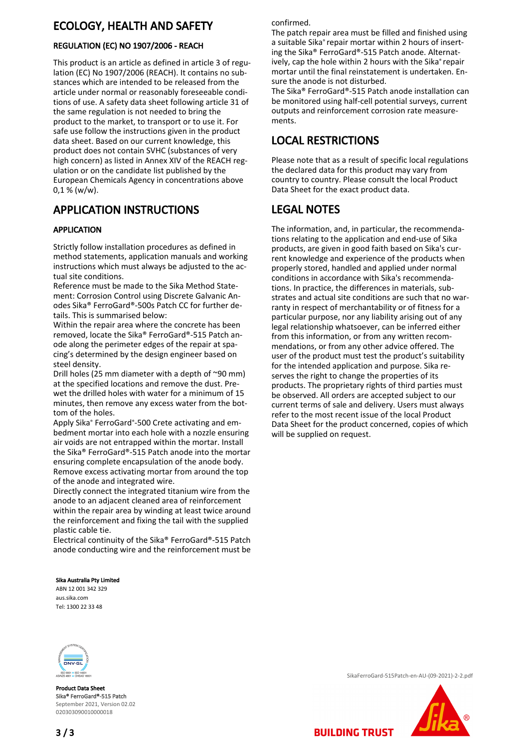## ECOLOGY, HEALTH AND SAFETY

### REGULATION (EC) NO 1907/2006 - REACH

This product is an article as defined in article 3 of regulation (EC) No 1907/2006 (REACH). It contains no substances which are intended to be released from the article under normal or reasonably foreseeable conditions of use. A safety data sheet following article 31 of the same regulation is not needed to bring the product to the market, to transport or to use it. For safe use follow the instructions given in the product data sheet. Based on our current knowledge, this product does not contain SVHC (substances of very high concern) as listed in Annex XIV of the REACH regulation or on the candidate list published by the European Chemicals Agency in concentrations above 0,1 % (w/w).

## APPLICATION INSTRUCTIONS

### APPLICATION

Strictly follow installation procedures as defined in method statements, application manuals and working instructions which must always be adjusted to the actual site conditions.
Reference must be made to the Sika Method Statement: Corrosion Control using Discrete Galvanic Anodes Sika® FerroGard®-500s Patch CC for further details. This is summarised below:
Within the repair area where the concrete has been removed, locate the Sika® FerroGard®-515 Patch anode along the perimeter edges of the repair at spacing's determined by the design engineer based on steel density.
Drill holes (25 mm diameter with a depth of ~90 mm) at the specified locations and remove the dust. Prewet the drilled holes with water for a minimum of 15 minutes, then remove any excess water from the bottom of the holes.
Apply Sika® FerroGard®-500 Crete activating and embedment mortar into each hole with a nozzle ensuring air voids are not entrapped within the mortar. Install the Sika® FerroGard®-515 Patch anode into the mortar ensuring complete encapsulation of the anode body. Remove excess activating mortar from around the top of the anode and integrated wire.
Directly connect the integrated titanium wire from the anode to an adjacent cleaned area of reinforcement within the repair area by winding at least twice around the reinforcement and fixing the tail with the supplied plastic cable tie.
Electrical continuity of the Sika® FerroGard®-515 Patch anode conducting wire and the reinforcement must be confirmed.
The patch repair area must be filled and finished using a suitable Sika® repair mortar within 2 hours of inserting the Sika® FerroGard®-515 Patch anode. Alternatively, cap the hole within 2 hours with the Sika® repair mortar until the final reinstatement is undertaken. Ensure the anode is not disturbed.
The Sika® FerroGard®-515 Patch anode installation can be monitored using half-cell potential surveys, current outputs and reinforcement corrosion rate measurements.

## LOCAL RESTRICTIONS

Please note that as a result of specific local regulations the declared data for this product may vary from country to country. Please consult the local Product Data Sheet for the exact product data.

## LEGAL NOTES

The information, and, in particular, the recommendations relating to the application and end-use of Sika products, are given in good faith based on Sika's current knowledge and experience of the products when properly stored, handled and applied under normal conditions in accordance with Sika's recommendations. In practice, the differences in materials, substrates and actual site conditions are such that no warranty in respect of merchantability or of fitness for a particular purpose, nor any liability arising out of any legal relationship whatsoever, can be inferred either from this information, or from any written recommendations, or from any other advice offered. The user of the product must test the product's suitability for the intended application and purpose. Sika reserves the right to change the properties of its products. The proprietary rights of third parties must be observed. All orders are accepted subject to our current terms of sale and delivery. Users must always refer to the most recent issue of the local Product Data Sheet for the product concerned, copies of which will be supplied on request.

**Sika Australia Pty Limited**
ABN 12 001 342 329
aus.sika.com
Tel: 1300 22 33 48

**Product Data Sheet**
**Sika® FerroGard®-515 Patch**
September 2021, Version 02.02
020303090010000018

SikaFerroGard-515Patch-en-AU-(09-2021)-2-2.pdf

BUILDING TRUST